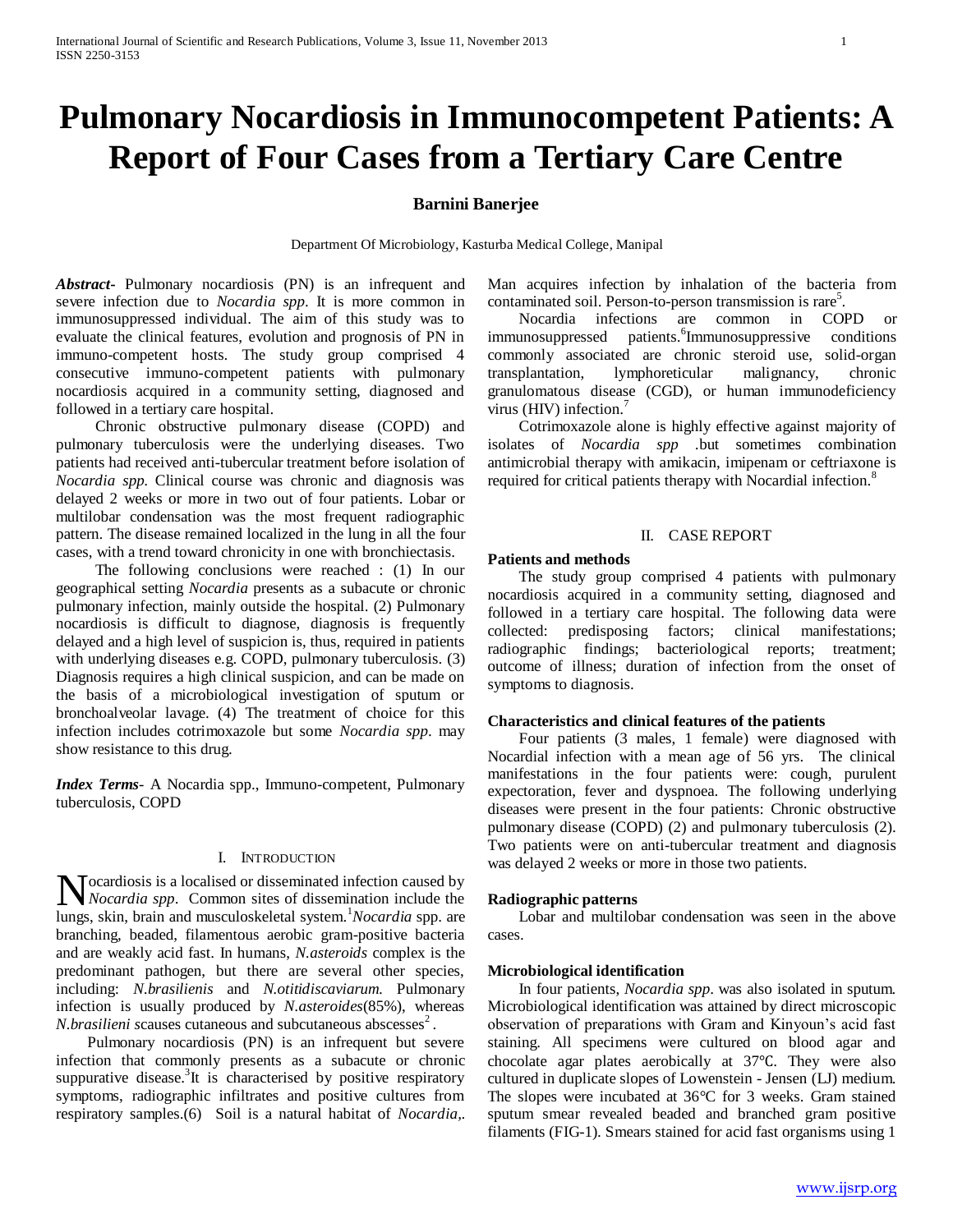# Pulmonary Nocardiosis in Immunocompetent Patients: A Report of Four Cases from a Tertiary Care Centre

**Barnini Banerjee**

Department Of Microbiology, Kasturba Medical College, Manipal

***Abstract***- Pulmonary nocardiosis (PN) is an infrequent and severe infection due to *Nocardia spp*. It is more common in immunosuppressed individual. The aim of this study was to evaluate the clinical features, evolution and prognosis of PN in immuno-competent hosts. The study group comprised 4 consecutive immuno-competent patients with pulmonary nocardiosis acquired in a community setting, diagnosed and followed in a tertiary care hospital.

Chronic obstructive pulmonary disease (COPD) and pulmonary tuberculosis were the underlying diseases. Two patients had received anti-tubercular treatment before isolation of *Nocardia spp.* Clinical course was chronic and diagnosis was delayed 2 weeks or more in two out of four patients. Lobar or multilobar condensation was the most frequent radiographic pattern. The disease remained localized in the lung in all the four cases, with a trend toward chronicity in one with bronchiectasis.

The following conclusions were reached : (1) In our geographical setting *Nocardia* presents as a subacute or chronic pulmonary infection, mainly outside the hospital. (2) Pulmonary nocardiosis is difficult to diagnose, diagnosis is frequently delayed and a high level of suspicion is, thus, required in patients with underlying diseases e.g. COPD, pulmonary tuberculosis. (3) Diagnosis requires a high clinical suspicion, and can be made on the basis of a microbiological investigation of sputum or bronchoalveolar lavage. (4) The treatment of choice for this infection includes cotrimoxazole but some *Nocardia spp*. may show resistance to this drug.

***Index Terms***- A Nocardia spp., Immuno-competent, Pulmonary tuberculosis, COPD

## I. Introduction

Nocardiosis is a localised or disseminated infection caused by *Nocardia spp*. Common sites of dissemination include the lungs, skin, brain and musculoskeletal system.[1] *Nocardia* spp. are branching, beaded, filamentous aerobic gram-positive bacteria and are weakly acid fast. In humans, *N.asteroids* complex is the predominant pathogen, but there are several other species, including: *N.brasilienis* and *N.otitidiscaviarum.* Pulmonary infection is usually produced by *N.asteroides*(85%), whereas *N.brasilieni s*causes cutaneous and subcutaneous abscesses[2] .

Pulmonary nocardiosis (PN) is an infrequent but severe infection that commonly presents as a subacute or chronic suppurative disease.[3]It is characterised by positive respiratory symptoms, radiographic infiltrates and positive cultures from respiratory samples.(6) Soil is a natural habitat of *Nocardia*,. Man acquires infection by inhalation of the bacteria from contaminated soil. Person-to-person transmission is rare[5].

Nocardia infections are common in COPD or immunosuppressed patients.[6]Immunosuppressive conditions commonly associated are chronic steroid use, solid-organ transplantation, lymphoreticular malignancy, chronic granulomatous disease (CGD), or human immunodeficiency virus (HIV) infection.[7]

Cotrimoxazole alone is highly effective against majority of isolates of *Nocardia spp* .but sometimes combination antimicrobial therapy with amikacin, imipenam or ceftriaxone is required for critical patients therapy with Nocardial infection.[8]

## II. Case Report

### Patients and methods

The study group comprised 4 patients with pulmonary nocardiosis acquired in a community setting, diagnosed and followed in a tertiary care hospital. The following data were collected: predisposing factors; clinical manifestations; radiographic findings; bacteriological reports; treatment; outcome of illness; duration of infection from the onset of symptoms to diagnosis.

### Characteristics and clinical features of the patients

Four patients (3 males, 1 female) were diagnosed with Nocardial infection with a mean age of 56 yrs. The clinical manifestations in the four patients were: cough, purulent expectoration, fever and dyspnoea. The following underlying diseases were present in the four patients: Chronic obstructive pulmonary disease (COPD) (2) and pulmonary tuberculosis (2). Two patients were on anti-tubercular treatment and diagnosis was delayed 2 weeks or more in those two patients.

### Radiographic patterns

Lobar and multilobar condensation was seen in the above cases.

### Microbiological identification

In four patients, *Nocardia spp*. was also isolated in sputum. Microbiological identification was attained by direct microscopic observation of preparations with Gram and Kinyoun's acid fast staining. All specimens were cultured on blood agar and chocolate agar plates aerobically at 37°C. They were also cultured in duplicate slopes of Lowenstein - Jensen (LJ) medium. The slopes were incubated at 36°C for 3 weeks. Gram stained sputum smear revealed beaded and branched gram positive filaments (FIG-1). Smears stained for acid fast organisms using 1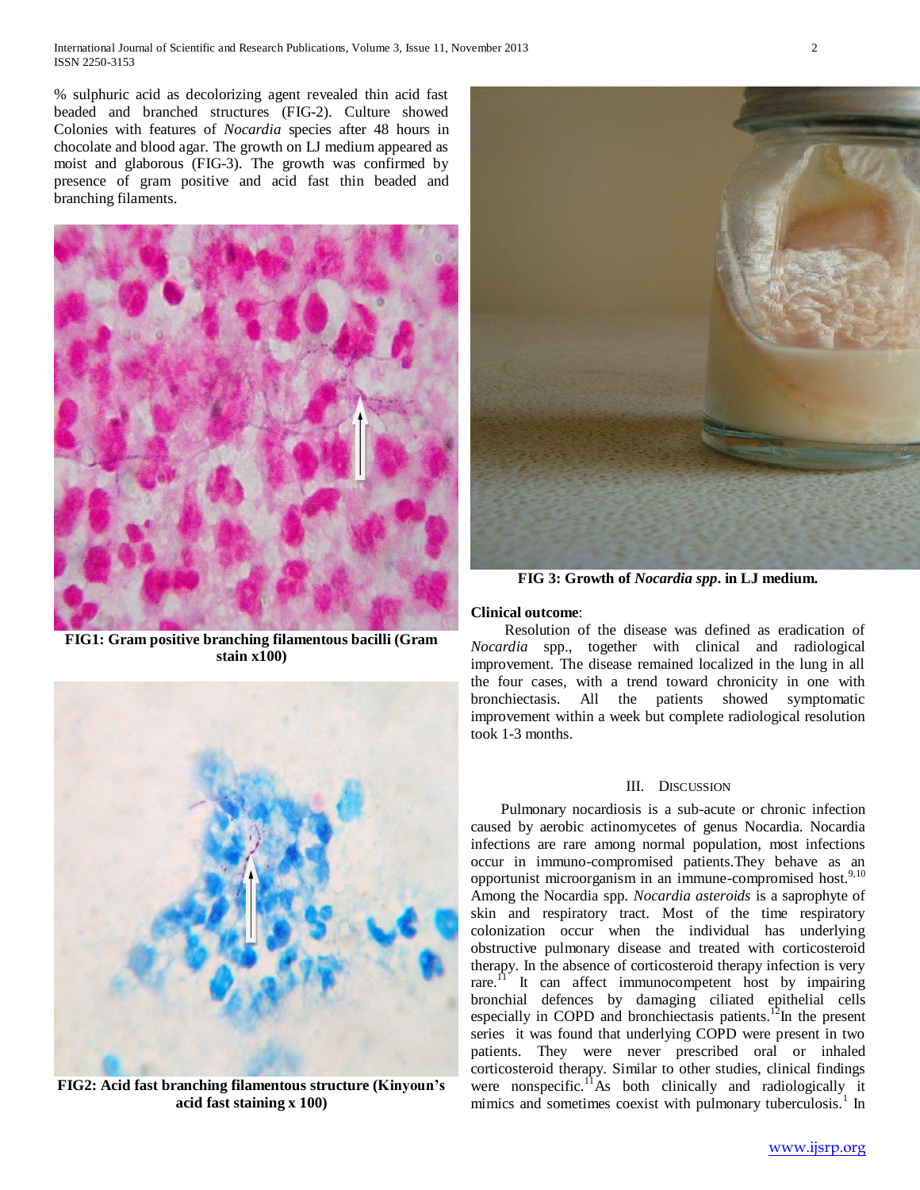% sulphuric acid as decolorizing agent revealed thin acid fast beaded and branched structures (FIG-2). Culture showed Colonies with features of *Nocardia* species after 48 hours in chocolate and blood agar. The growth on LJ medium appeared as moist and glaborous (FIG-3). The growth was confirmed by presence of gram positive and acid fast thin beaded and branching filaments.

**FIG1: Gram positive branching filamentous bacilli (Gram stain x100)**

**FIG2: Acid fast branching filamentous structure (Kinyoun's acid fast staining x 100)**

**FIG 3: Growth of *Nocardia spp*. in LJ medium.**

**Clinical outcome**:

Resolution of the disease was defined as eradication of *Nocardia* spp., together with clinical and radiological improvement. The disease remained localized in the lung in all the four cases, with a trend toward chronicity in one with bronchiectasis. All the patients showed symptomatic improvement within a week but complete radiological resolution took 1-3 months.

## III. Discussion

Pulmonary nocardiosis is a sub-acute or chronic infection caused by aerobic actinomycetes of genus Nocardia. Nocardia infections are rare among normal population, most infections occur in immuno-compromised patients.They behave as an opportunist microorganism in an immune-compromised host.[9,10] Among the Nocardia spp. *Nocardia asteroids* is a saprophyte of skin and respiratory tract. Most of the time respiratory colonization occur when the individual has underlying obstructive pulmonary disease and treated with corticosteroid therapy. In the absence of corticosteroid therapy infection is very rare.[11] It can affect immunocompetent host by impairing bronchial defences by damaging ciliated epithelial cells especially in COPD and bronchiectasis patients.[12]In the present series it was found that underlying COPD were present in two patients. They were never prescribed oral or inhaled corticosteroid therapy. Similar to other studies, clinical findings were nonspecific.[11]As both clinically and radiologically it mimics and sometimes coexist with pulmonary tuberculosis.[1] In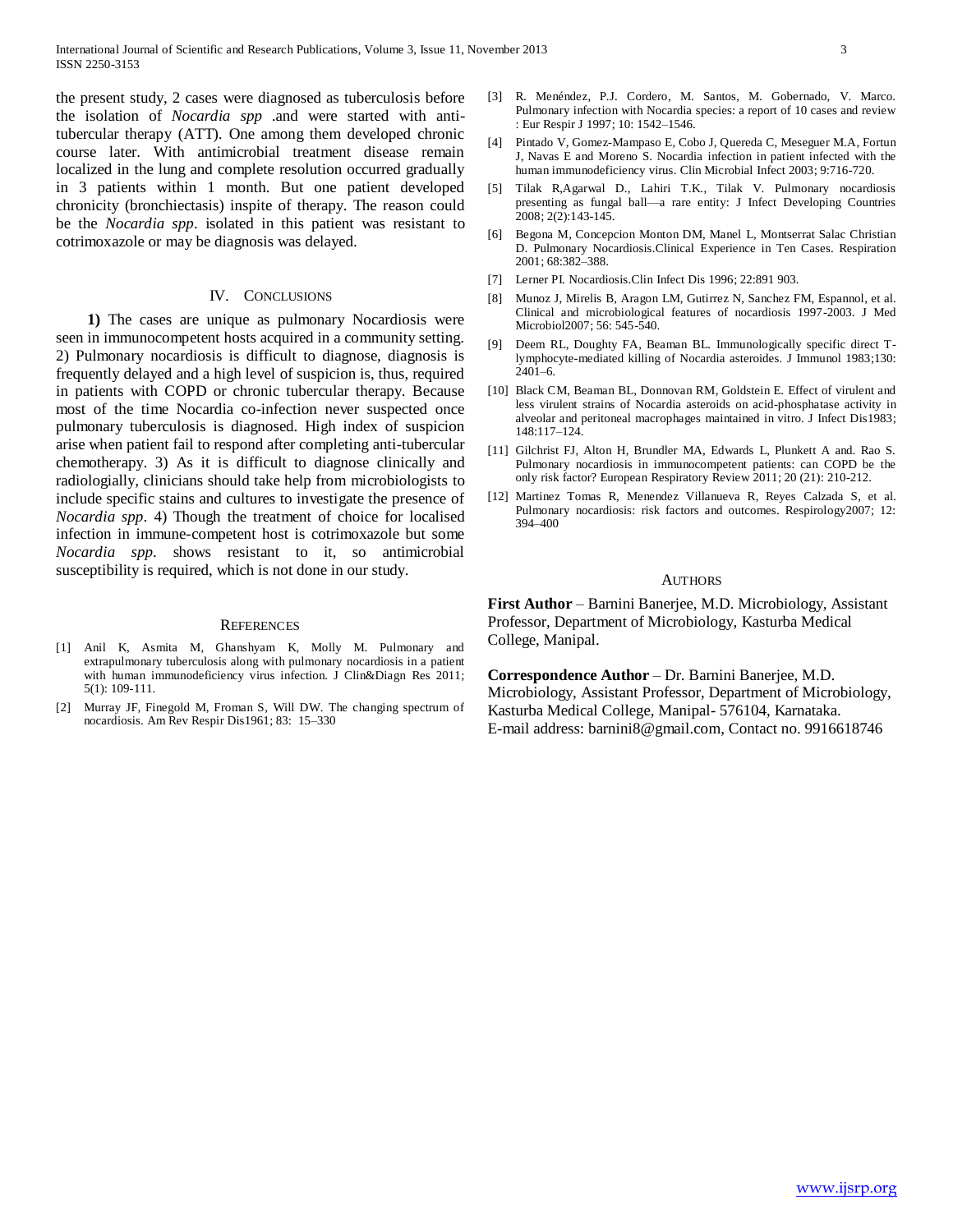the present study, 2 cases were diagnosed as tuberculosis before the isolation of *Nocardia spp* .and were started with anti-tubercular therapy (ATT). One among them developed chronic course later. With antimicrobial treatment disease remain localized in the lung and complete resolution occurred gradually in 3 patients within 1 month. But one patient developed chronicity (bronchiectasis) inspite of therapy. The reason could be the *Nocardia spp*. isolated in this patient was resistant to cotrimoxazole or may be diagnosis was delayed.

## IV. Conclusions

**1)** The cases are unique as pulmonary Nocardiosis were seen in immunocompetent hosts acquired in a community setting. 2) Pulmonary nocardiosis is difficult to diagnose, diagnosis is frequently delayed and a high level of suspicion is, thus, required in patients with COPD or chronic tubercular therapy. Because most of the time Nocardia co-infection never suspected once pulmonary tuberculosis is diagnosed. High index of suspicion arise when patient fail to respond after completing anti-tubercular chemotherapy. 3) As it is difficult to diagnose clinically and radiologially, clinicians should take help from microbiologists to include specific stains and cultures to investigate the presence of *Nocardia spp*. 4) Though the treatment of choice for localised infection in immune-competent host is cotrimoxazole but some *Nocardia spp*. shows resistant to it, so antimicrobial susceptibility is required, which is not done in our study.

## References

[1] Anil K, Asmita M, Ghanshyam K, Molly M. Pulmonary and extrapulmonary tuberculosis along with pulmonary nocardiosis in a patient with human immunodeficiency virus infection. J Clin&Diagn Res 2011; 5(1): 109-111.

[2] Murray JF, Finegold M, Froman S, Will DW. The changing spectrum of nocardiosis. Am Rev Respir Dis1961; 83: 15–330

[3] R. Menéndez, P.J. Cordero, M. Santos, M. Gobernado, V. Marco. Pulmonary infection with Nocardia species: a report of 10 cases and review : Eur Respir J 1997; 10: 1542–1546.

[4] Pintado V, Gomez-Mampaso E, Cobo J, Quereda C, Meseguer M.A, Fortun J, Navas E and Moreno S. Nocardia infection in patient infected with the human immunodeficiency virus. Clin Microbial Infect 2003; 9:716-720.

[5] Tilak R,Agarwal D., Lahiri T.K., Tilak V. Pulmonary nocardiosis presenting as fungal ball—a rare entity: J Infect Developing Countries 2008; 2(2):143-145.

[6] Begona M, Concepcion Monton DM, Manel L, Montserrat Salac Christian D. Pulmonary Nocardiosis.Clinical Experience in Ten Cases. Respiration 2001; 68:382–388.

[7] Lerner PI. Nocardiosis.Clin Infect Dis 1996; 22:891 903.

[8] Munoz J, Mirelis B, Aragon LM, Gutirrez N, Sanchez FM, Espannol, et al. Clinical and microbiological features of nocardiosis 1997-2003. J Med Microbiol2007; 56: 545-540.

[9] Deem RL, Doughty FA, Beaman BL. Immunologically specific direct T-lymphocyte-mediated killing of Nocardia asteroides. J Immunol 1983;130: 2401–6.

[10] Black CM, Beaman BL, Donnovan RM, Goldstein E. Effect of virulent and less virulent strains of Nocardia asteroids on acid-phosphatase activity in alveolar and peritoneal macrophages maintained in vitro. J Infect Dis1983; 148:117–124.

[11] Gilchrist FJ, Alton H, Brundler MA, Edwards L, Plunkett A and. Rao S. Pulmonary nocardiosis in immunocompetent patients: can COPD be the only risk factor? European Respiratory Review 2011; 20 (21): 210-212.

[12] Martinez Tomas R, Menendez Villanueva R, Reyes Calzada S, et al. Pulmonary nocardiosis: risk factors and outcomes. Respirology2007; 12: 394–400

## Authors

**First Author** – Barnini Banerjee, M.D. Microbiology, Assistant Professor, Department of Microbiology, Kasturba Medical College, Manipal.

**Correspondence Author** – Dr. Barnini Banerjee, M.D. Microbiology, Assistant Professor, Department of Microbiology, Kasturba Medical College, Manipal- 576104, Karnataka.
E-mail address: barnini8@gmail.com, Contact no. 9916618746